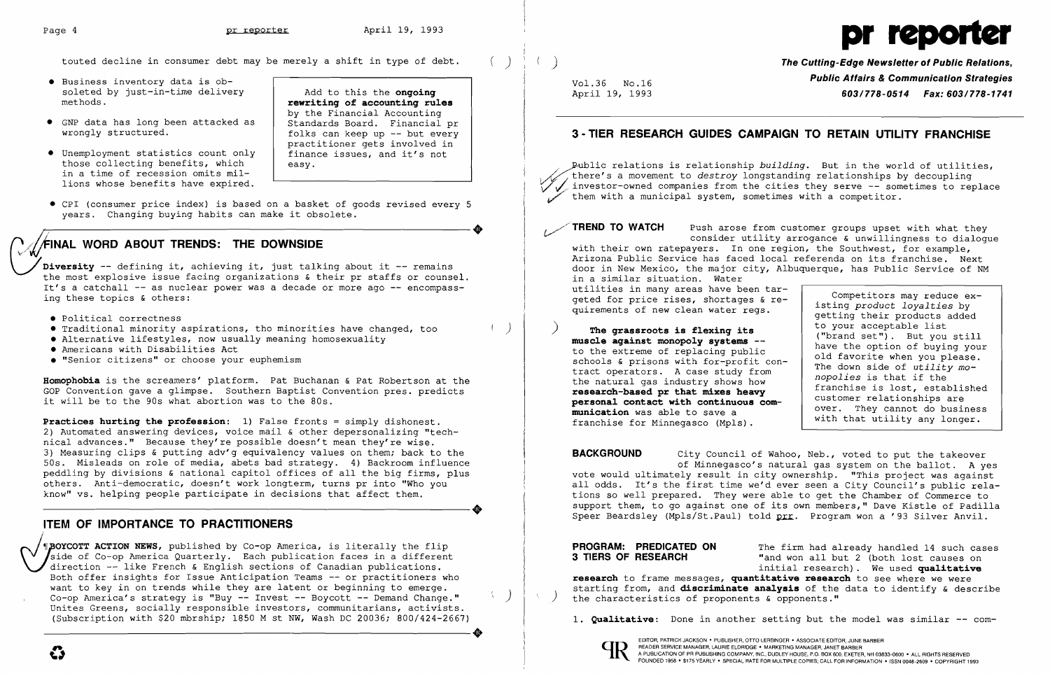touted decline in consumer debt may be merely a shift in type of debt.

- Business inventory data is obsoleted by just-in-time delivery methods.
- GNP data has long been attacked as wrongly structured.
- Unemployment statistics count only those collecting benefits, which in a time of recession omits millions whose benefits have expired.

Add to this the **ongoing rewriting of accounting rules** by the Financial Accounting Standards Board. Financial pr folks can keep up -- but every practitioner gets involved in finance issues, and it's not easy.

- CPI (consumer price index) is based on a basket of goods revised every 5 years. Changing buying habits can make it obsolete.

## FINAL WORD ABOUT TRENDS: THE DOWNSIDE

**Diversity** -- defining it, achieving it, just talking about it -- remains the most explosive issue facing organizations & their pr staffs or counsel. It's a catchall -- as nuclear power was a decade or more ago -- encompassing these topics & others:

- Political correctness
- Traditional minority aspirations, tho minorities have changed, too
- Alternative lifestyles, now usually meaning homosexuality
- Americans with Disabilities Act
- "Senior citizens" or choose your euphemism

**Homophobia** is the screamers' platform. Pat Buchanan & Pat Robertson at the GOP Convention gave a glimpse. Southern Baptist Convention pres. predicts it will be to the 90s what abortion was to the 80s.

**Practices hurting the profession**: 1) False fronts = simply dishonest. 2) Automated answering devices, voice mail & other depersonalizing "technical advances." Because they're possible doesn't mean they're wise. 3) Measuring clips & putting adv'g equivalency values on them; back to the 50s. Misleads on role of media, abets bad strategy. 4) Backroom influence peddling by divisions & national capitol offices of all the big firms, plus others. Anti-democratic, doesn't work longterm, turns pr into "Who you know" vs. helping people participate in decisions that affect them.

## ITEM OF IMPORTANCE TO PRACTITIONERS

**BOYCOTT ACTION NEWS**, published by Co-op America, is literally the flip side of Co-op America Quarterly. Each publication faces in a different direction -- like French & English sections of Canadian publications. Both offer insights for Issue Anticipation Teams -- or practitioners who want to key in on trends while they are latent or beginning to emerge. Co-op America's strategy is "Buy -- Invest -- Boycott -- Demand Change." Unites Greens, socially responsible investors, communitarians, activists. (Subscription with $20 mbrship; 1850 M st NW, Wash DC 20036; 800/424-2667)

# pr reporter

**The Cutting-Edge Newsletter of Public Relations, Public Affairs & Communication Strategies**
**603/778-0514 Fax: 603/778-1741**

Vol.36 No.16
April 19, 1993

## 3-TIER RESEARCH GUIDES CAMPAIGN TO RETAIN UTILITY FRANCHISE

Public relations is relationship *building*. But in the world of utilities, there's a movement to *destroy* longstanding relationships by decoupling investor-owned companies from the cities they serve -- sometimes to replace them with a municipal system, sometimes with a competitor.

**TREND TO WATCH** Push arose from customer groups upset with what they consider utility arrogance & unwillingness to dialogue with their own ratepayers. In one region, the Southwest, for example, Arizona Public Service has faced local referenda on its franchise. Next door in New Mexico, the major city, Albuquerque, has Public Service of NM in a similar situation. Water utilities in many areas have been targeted for price rises, shortages & requirements of new clean water regs.

**The grassroots is flexing its muscle against monopoly systems** -- to the extreme of replacing public schools & prisons with for-profit contract operators. A case study from the natural gas industry shows how **research-based pr that mixes heavy personal contact with continuous communication** was able to save a franchise for Minnegasco (Mpls).

Competitors may reduce existing *product loyalties* by getting their products added to your acceptable list ("brand set"). But you still have the option of buying your old favorite when you please. The down side of *utility monopolies* is that if the franchise is lost, established customer relationships are over. They cannot do business with that utility any longer.

**BACKGROUND** City Council of Wahoo, Neb., voted to put the takeover of Minnegasco's natural gas system on the ballot. A yes vote would ultimately result in city ownership. "This project was against all odds. It's the first time we'd ever seen a City Council's public relations so well prepared. They were able to get the Chamber of Commerce to support them, to go against one of its own members," Dave Kistle of Padilla Speer Beardsley (Mpls/St.Paul) told prr. Program won a '93 Silver Anvil.

**PROGRAM: PREDICATED ON 3 TIERS OF RESEARCH** The firm had already handled 14 such cases "and won all but 2 (both lost causes on initial research). We used **qualitative research** to frame messages, **quantitative research** to see where we were starting from, and **discriminate analysis** of the data to identify & describe the characteristics of proponents & opponents."

1. **Qualitative**: Done in another setting but the model was similar -- com-

EDITOR, PATRICK JACKSON • PUBLISHER, OTTO LERBINGER • ASSOCIATE EDITOR, JUNE BARBER
READER SERVICE MANAGER, LAURIE ELDRIDGE • MARKETING MANAGER, JANET BARBER
A PUBLICATION OF PR PUBLISHING COMPANY, INC., DUDLEY HOUSE, P.O. BOX 600, EXETER, NH 03833-0600 • ALL RIGHTS RESERVED
FOUNDED 1958 • $175 YEARLY • SPECIAL RATE FOR MULTIPLE COPIES: CALL FOR INFORMATION • ISSN 0048-2609 • COPYRIGHT 1993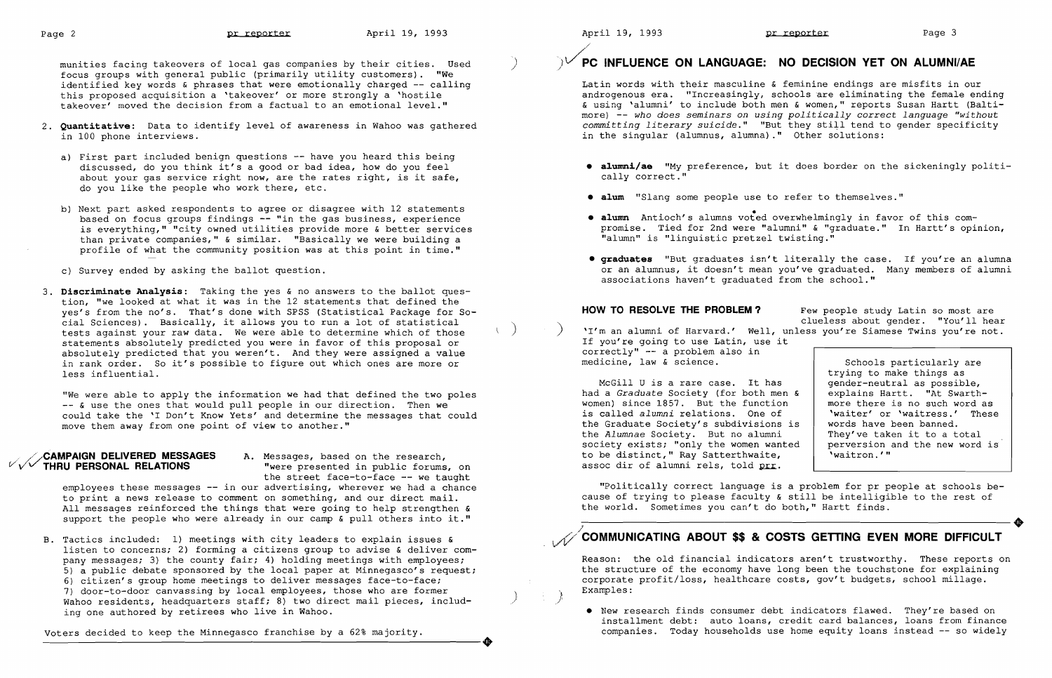munities facing takeovers of local gas companies by their cities. Used focus groups with general public (primarily utility customers). "We identified key words & phrases that were emotionally charged -- calling this proposed acquisition a 'takeover' or more strongly a 'hostile takeover' moved the decision from a factual to an emotional level."

2. **Quantitative:** Data to identify level of awareness in Wahoo was gathered in 100 phone interviews.

   a) First part included benign questions -- have you heard this being discussed, do you think it's a good or bad idea, how do you feel about your gas service right now, are the rates right, is it safe, do you like the people who work there, etc.

   b) Next part asked respondents to agree or disagree with 12 statements based on focus groups findings -- "in the gas business, experience is everything," "city owned utilities provide more & better services than private companies," & similar. "Basically we were building a profile of what the community position was at this point in time."

   c) Survey ended by asking the ballot question.

3. **Discriminate Analysis:** Taking the yes & no answers to the ballot question, "we looked at what it was in the 12 statements that defined the yes's from the no's. That's done with SPSS (Statistical Package for Social Sciences). Basically, it allows you to run a lot of statistical tests against your raw data. We were able to determine which of those statements absolutely predicted you were in favor of this proposal or absolutely predicted that you weren't. And they were assigned a value in rank order. So it's possible to figure out which ones are more or less influential.

   "We were able to apply the information we had that defined the two poles -- & use the ones that would pull people in our direction. Then we could take the 'I Don't Know Yets' and determine the messages that could move them away from one point of view to another."

## CAMPAIGN DELIVERED MESSAGES THRU PERSONAL RELATIONS

A. Messages, based on the research, "were presented in public forums, on the street face-to-face -- we taught employees these messages -- in our advertising, wherever we had a chance to print a news release to comment on something, and our direct mail. All messages reinforced the things that were going to help strengthen & support the people who were already in our camp & pull others into it."

B. Tactics included: 1) meetings with city leaders to explain issues & listen to concerns; 2) forming a citizens group to advise & deliver company messages; 3) the county fair; 4) holding meetings with employees; 5) a public debate sponsored by the local paper at Minnegasco's request; 6) citizen's group home meetings to deliver messages face-to-face; 7) door-to-door canvassing by local employees, those who are former Wahoo residents, headquarters staff; 8) two direct mail pieces, including one authored by retirees who live in Wahoo.

Voters decided to keep the Minnegasco franchise by a 62% majority.

## PC INFLUENCE ON LANGUAGE: NO DECISION YET ON ALUMNI/AE

Latin words with their masculine & feminine endings are misfits in our androgenous era. "Increasingly, schools are eliminating the female ending & using 'alumni' to include both men & women," reports Susan Hartt (Baltimore) -- *who does seminars on using politically correct language "without committing literary suicide."* "But they still tend to gender specificity in the singular (alumnus, alumna)." Other solutions:

- **alumni/ae** "My preference, but it does border on the sickeningly politically correct."
- **alum** "Slang some people use to refer to themselves."
- **alumn** Antioch's alumns voted overwhelmingly in favor of this compromise. Tied for 2nd were "alumni" & "graduate." In Hartt's opinion, "alumn" is "linguistic pretzel twisting."
- **graduates** "But graduates isn't literally the case. If you're an alumna or an alumnus, it doesn't mean you've graduated. Many members of alumni associations haven't graduated from the school."

**HOW TO RESOLVE THE PROBLEM?** Few people study Latin so most are clueless about gender. "You'll hear 'I'm an alumni of Harvard.' Well, unless you're Siamese Twins you're not. If you're going to use Latin, use it correctly" -- a problem also in medicine, law & science.

McGill U is a rare case. It has had a *Graduate* Society (for both men & women) since 1857. But the function is called *alumni* relations. One of the Graduate Society's subdivisions is the *Alumnae* Society. But no alumni society exists; "only the women wanted to be distinct," Ray Satterthwaite, assoc dir of alumni rels, told prr.

> Schools particularly are trying to make things as gender-neutral as possible, explains Hartt. "At Swarthmore there is no such word as 'waiter' or 'waitress.' These words have been banned. They've taken it to a total perversion and the new word is 'waitron.'"

"Politically correct language is a problem for pr people at schools because of trying to please faculty & still be intelligible to the rest of the world. Sometimes you can't do both," Hartt finds.

## COMMUNICATING ABOUT $$ & COSTS GETTING EVEN MORE DIFFICULT

Reason: the old financial indicators aren't trustworthy. These reports on the structure of the economy have long been the touchstone for explaining corporate profit/loss, healthcare costs, gov't budgets, school millage. Examples:

- New research finds consumer debt indicators flawed. They're based on installment debt: auto loans, credit card balances, loans from finance companies. Today households use home equity loans instead -- so widely